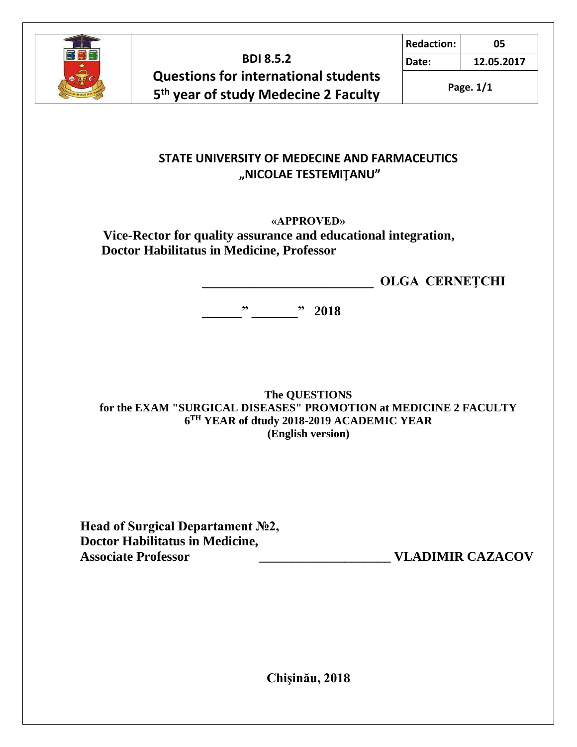| | BDI 8.5.2<br>Questions for international students<br>5th year of study Medecine 2 Faculty | Redaction: | 05 |
|---|---|---|---|
| | | Date: | 12.05.2017 |
| | | Page. 1/1 | |

**STATE UNIVERSITY OF MEDECINE AND FARMACEUTICS**
**„NICOLAE TESTEMIŢANU"**

**«APPROVED»**
**Vice-Rector for quality assurance and educational integration,**
**Doctor Habilitatus in Medicine, Professor**

**__________________________ OLGA CERNEȚCHI**

**______" _______" 2018**

**The QUESTIONS**
**for the EXAM "SURGICAL DISEASES" PROMOTION at MEDICINE 2 FACULTY**
**6TH YEAR of dtudy 2018-2019 ACADEMIC YEAR**
**(English version)**

**Head of Surgical Departament №2,**
**Doctor Habilitatus in Medicine,**
**Associate Professor ____________________ VLADIMIR CAZACOV**

**Chişinău, 2018**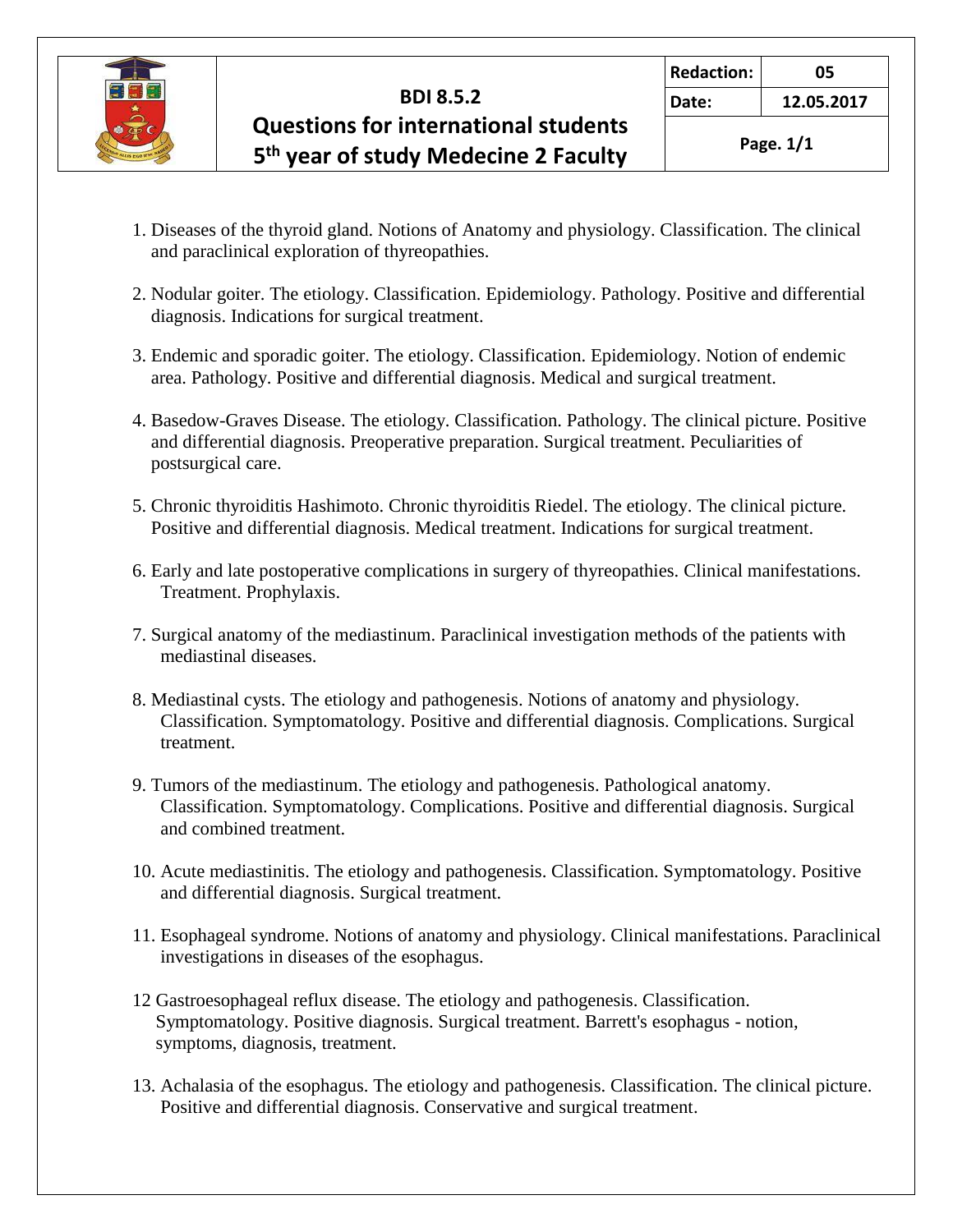1. Diseases of the thyroid gland. Notions of Anatomy and physiology. Classification. The clinical and paraclinical exploration of thyreopathies.

2. Nodular goiter. The etiology. Classification. Epidemiology. Pathology. Positive and differential diagnosis. Indications for surgical treatment.

3. Endemic and sporadic goiter. The etiology. Classification. Epidemiology. Notion of endemic area. Pathology. Positive and differential diagnosis. Medical and surgical treatment.

4. Basedow-Graves Disease. The etiology. Classification. Pathology. The clinical picture. Positive and differential diagnosis. Preoperative preparation. Surgical treatment. Peculiarities of postsurgical care.

5. Chronic thyroiditis Hashimoto. Chronic thyroiditis Riedel. The etiology. The clinical picture. Positive and differential diagnosis. Medical treatment. Indications for surgical treatment.

6. Early and late postoperative complications in surgery of thyreopathies. Clinical manifestations. Treatment. Prophylaxis.

7. Surgical anatomy of the mediastinum. Paraclinical investigation methods of the patients with mediastinal diseases.

8. Mediastinal cysts. The etiology and pathogenesis. Notions of anatomy and physiology. Classification. Symptomatology. Positive and differential diagnosis. Complications. Surgical treatment.

9. Tumors of the mediastinum. The etiology and pathogenesis. Pathological anatomy. Classification. Symptomatology. Complications. Positive and differential diagnosis. Surgical and combined treatment.

10. Acute mediastinitis. The etiology and pathogenesis. Classification. Symptomatology. Positive and differential diagnosis. Surgical treatment.

11. Esophageal syndrome. Notions of anatomy and physiology. Clinical manifestations. Paraclinical investigations in diseases of the esophagus.

12 Gastroesophageal reflux disease. The etiology and pathogenesis. Classification. Symptomatology. Positive diagnosis. Surgical treatment. Barrett's esophagus - notion, symptoms, diagnosis, treatment.

13. Achalasia of the esophagus. The etiology and pathogenesis. Classification. The clinical picture. Positive and differential diagnosis. Conservative and surgical treatment.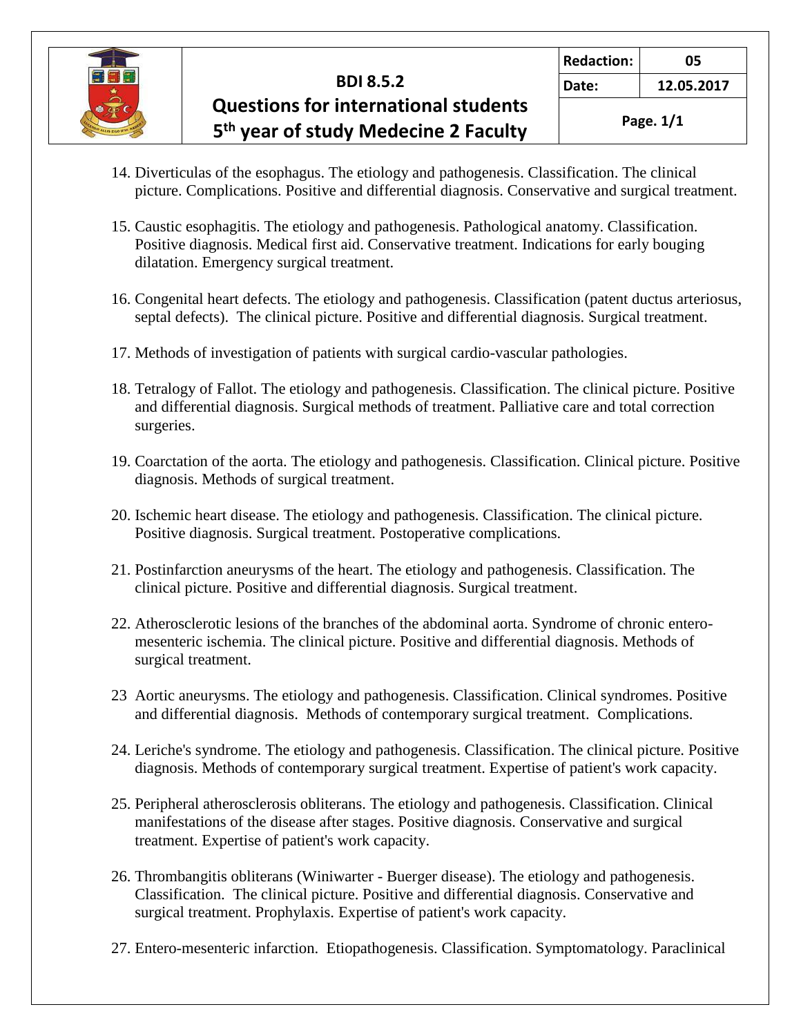14. Diverticulas of the esophagus. The etiology and pathogenesis. Classification. The clinical picture. Complications. Positive and differential diagnosis. Conservative and surgical treatment.

15. Caustic esophagitis. The etiology and pathogenesis. Pathological anatomy. Classification. Positive diagnosis. Medical first aid. Conservative treatment. Indications for early bouging dilatation. Emergency surgical treatment.

16. Congenital heart defects. The etiology and pathogenesis. Classification (patent ductus arteriosus, septal defects). The clinical picture. Positive and differential diagnosis. Surgical treatment.

17. Methods of investigation of patients with surgical cardio-vascular pathologies.

18. Tetralogy of Fallot. The etiology and pathogenesis. Classification. The clinical picture. Positive and differential diagnosis. Surgical methods of treatment. Palliative care and total correction surgeries.

19. Coarctation of the aorta. The etiology and pathogenesis. Classification. Clinical picture. Positive diagnosis. Methods of surgical treatment.

20. Ischemic heart disease. The etiology and pathogenesis. Classification. The clinical picture. Positive diagnosis. Surgical treatment. Postoperative complications.

21. Postinfarction aneurysms of the heart. The etiology and pathogenesis. Classification. The clinical picture. Positive and differential diagnosis. Surgical treatment.

22. Atherosclerotic lesions of the branches of the abdominal aorta. Syndrome of chronic entero-mesenteric ischemia. The clinical picture. Positive and differential diagnosis. Methods of surgical treatment.

23 Aortic aneurysms. The etiology and pathogenesis. Classification. Clinical syndromes. Positive and differential diagnosis. Methods of contemporary surgical treatment. Complications.

24. Leriche's syndrome. The etiology and pathogenesis. Classification. The clinical picture. Positive diagnosis. Methods of contemporary surgical treatment. Expertise of patient's work capacity.

25. Peripheral atherosclerosis obliterans. The etiology and pathogenesis. Classification. Clinical manifestations of the disease after stages. Positive diagnosis. Conservative and surgical treatment. Expertise of patient's work capacity.

26. Thrombangitis obliterans (Winiwarter - Buerger disease). The etiology and pathogenesis. Classification. The clinical picture. Positive and differential diagnosis. Conservative and surgical treatment. Prophylaxis. Expertise of patient's work capacity.

27. Entero-mesenteric infarction. Etiopathogenesis. Classification. Symptomatology. Paraclinical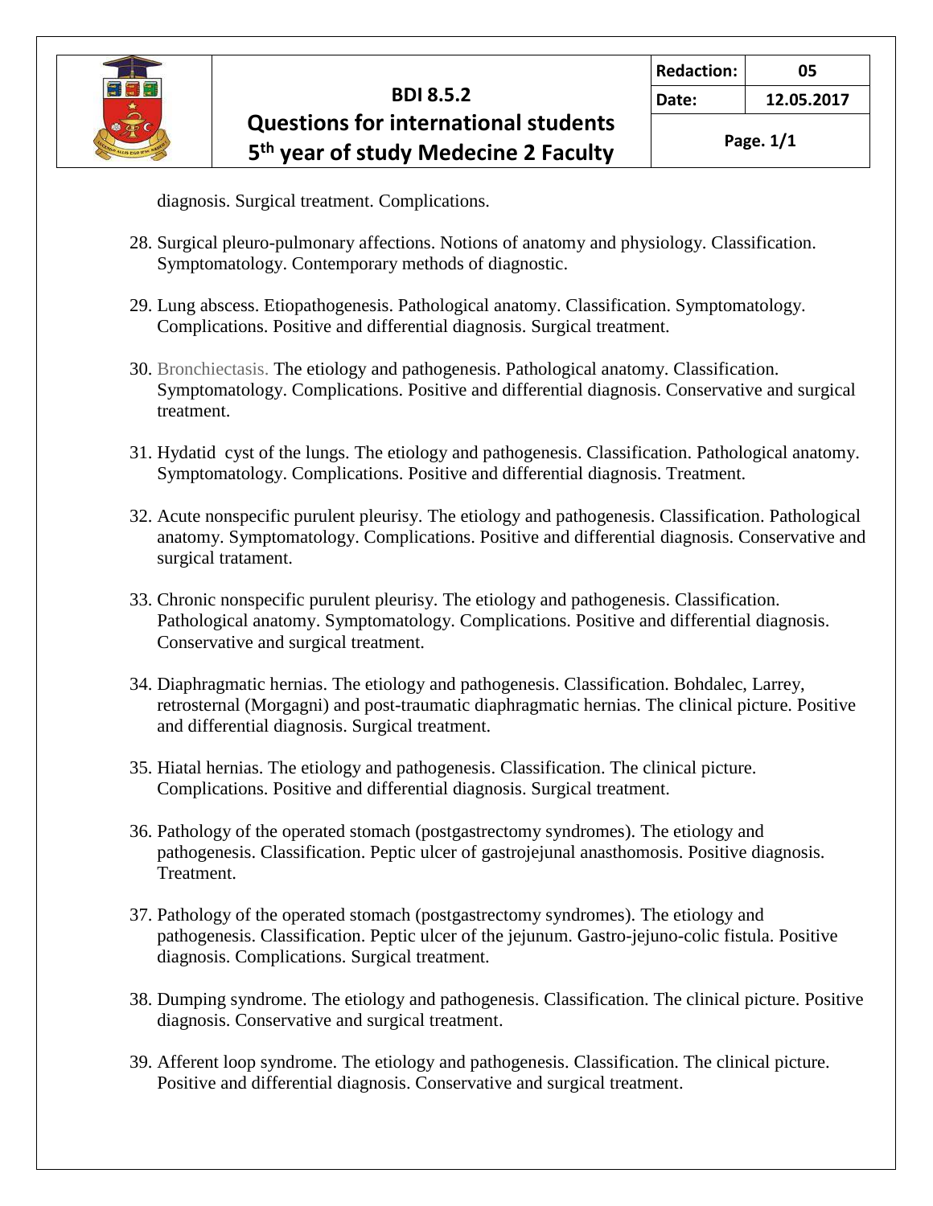diagnosis. Surgical treatment. Complications.

28. Surgical pleuro-pulmonary affections. Notions of anatomy and physiology. Classification. Symptomatology. Contemporary methods of diagnostic.

29. Lung abscess. Etiopathogenesis. Pathological anatomy. Classification. Symptomatology. Complications. Positive and differential diagnosis. Surgical treatment.

30. Bronchiectasis. The etiology and pathogenesis. Pathological anatomy. Classification. Symptomatology. Complications. Positive and differential diagnosis. Conservative and surgical treatment.

31. Hydatid cyst of the lungs. The etiology and pathogenesis. Classification. Pathological anatomy. Symptomatology. Complications. Positive and differential diagnosis. Treatment.

32. Acute nonspecific purulent pleurisy. The etiology and pathogenesis. Classification. Pathological anatomy. Symptomatology. Complications. Positive and differential diagnosis. Conservative and surgical tratament.

33. Chronic nonspecific purulent pleurisy. The etiology and pathogenesis. Classification. Pathological anatomy. Symptomatology. Complications. Positive and differential diagnosis. Conservative and surgical treatment.

34. Diaphragmatic hernias. The etiology and pathogenesis. Classification. Bohdalec, Larrey, retrosternal (Morgagni) and post-traumatic diaphragmatic hernias. The clinical picture. Positive and differential diagnosis. Surgical treatment.

35. Hiatal hernias. The etiology and pathogenesis. Classification. The clinical picture. Complications. Positive and differential diagnosis. Surgical treatment.

36. Pathology of the operated stomach (postgastrectomy syndromes). The etiology and pathogenesis. Classification. Peptic ulcer of gastrojejunal anasthomosis. Positive diagnosis. Treatment.

37. Pathology of the operated stomach (postgastrectomy syndromes). The etiology and pathogenesis. Classification. Peptic ulcer of the jejunum. Gastro-jejuno-colic fistula. Positive diagnosis. Complications. Surgical treatment.

38. Dumping syndrome. The etiology and pathogenesis. Classification. The clinical picture. Positive diagnosis. Conservative and surgical treatment.

39. Afferent loop syndrome. The etiology and pathogenesis. Classification. The clinical picture. Positive and differential diagnosis. Conservative and surgical treatment.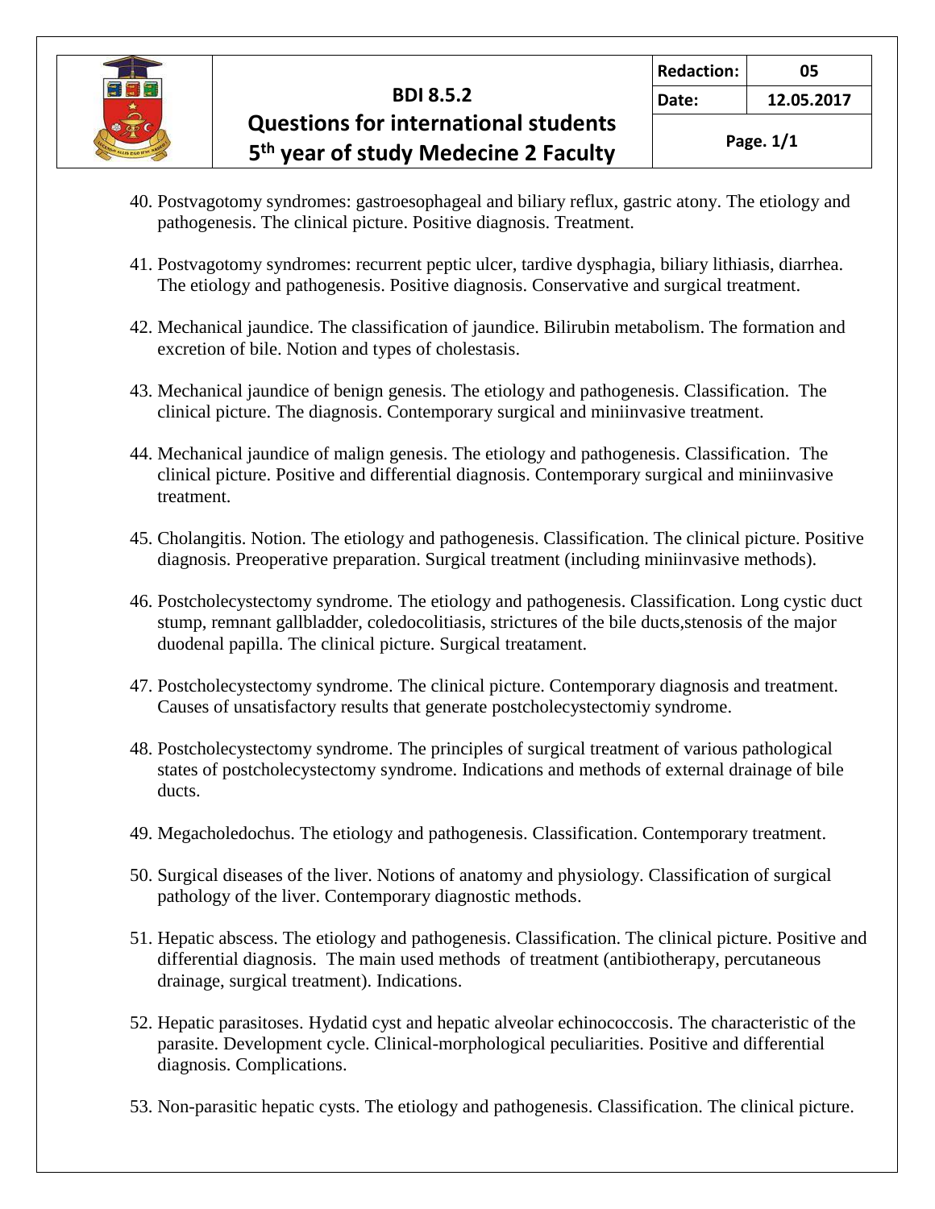40. Postvagotomy syndromes: gastroesophageal and biliary reflux, gastric atony. The etiology and pathogenesis. The clinical picture. Positive diagnosis. Treatment.

41. Postvagotomy syndromes: recurrent peptic ulcer, tardive dysphagia, biliary lithiasis, diarrhea. The etiology and pathogenesis. Positive diagnosis. Conservative and surgical treatment.

42. Mechanical jaundice. The classification of jaundice. Bilirubin metabolism. The formation and excretion of bile. Notion and types of cholestasis.

43. Mechanical jaundice of benign genesis. The etiology and pathogenesis. Classification. The clinical picture. The diagnosis. Contemporary surgical and miniinvasive treatment.

44. Mechanical jaundice of malign genesis. The etiology and pathogenesis. Classification. The clinical picture. Positive and differential diagnosis. Contemporary surgical and miniinvasive treatment.

45. Cholangitis. Notion. The etiology and pathogenesis. Classification. The clinical picture. Positive diagnosis. Preoperative preparation. Surgical treatment (including miniinvasive methods).

46. Postcholecystectomy syndrome. The etiology and pathogenesis. Classification. Long cystic duct stump, remnant gallbladder, coledocolitiasis, strictures of the bile ducts,stenosis of the major duodenal papilla. The clinical picture. Surgical treatament.

47. Postcholecystectomy syndrome. The clinical picture. Contemporary diagnosis and treatment. Causes of unsatisfactory results that generate postcholecystectomiy syndrome.

48. Postcholecystectomy syndrome. The principles of surgical treatment of various pathological states of postcholecystectomy syndrome. Indications and methods of external drainage of bile ducts.

49. Megacholedochus. The etiology and pathogenesis. Classification. Contemporary treatment.

50. Surgical diseases of the liver. Notions of anatomy and physiology. Classification of surgical pathology of the liver. Contemporary diagnostic methods.

51. Hepatic abscess. The etiology and pathogenesis. Classification. The clinical picture. Positive and differential diagnosis. The main used methods of treatment (antibiotherapy, percutaneous drainage, surgical treatment). Indications.

52. Hepatic parasitoses. Hydatid cyst and hepatic alveolar echinococcosis. The characteristic of the parasite. Development cycle. Clinical-morphological peculiarities. Positive and differential diagnosis. Complications.

53. Non-parasitic hepatic cysts. The etiology and pathogenesis. Classification. The clinical picture.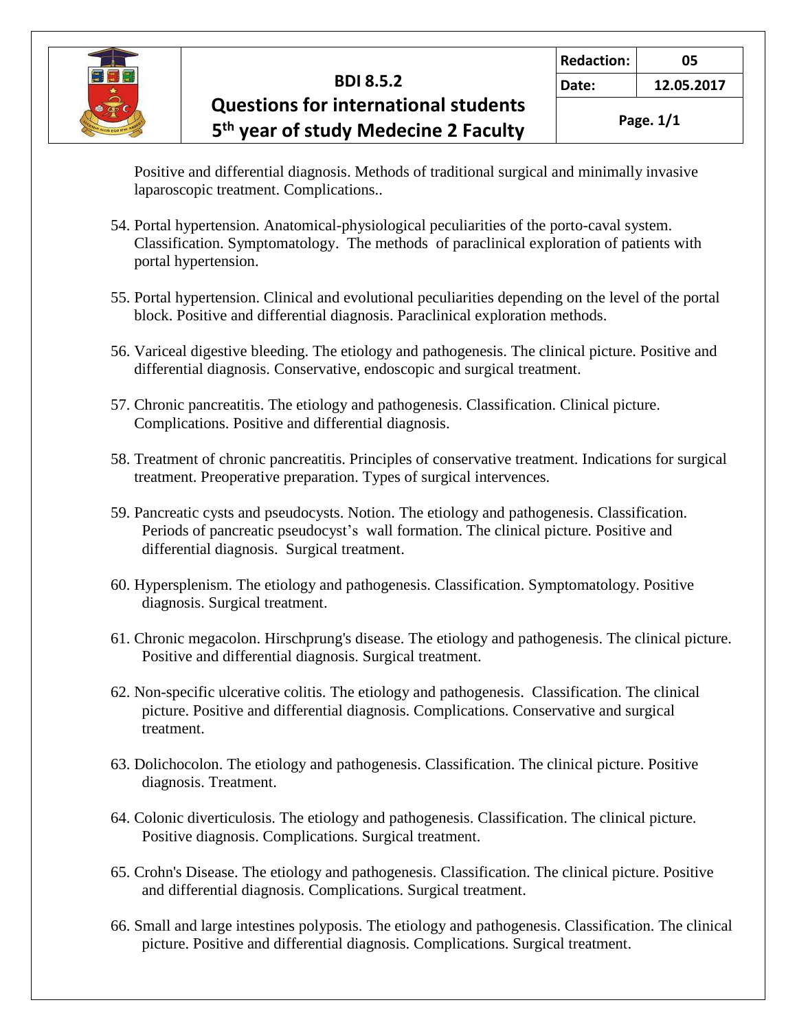Positive and differential diagnosis. Methods of traditional surgical and minimally invasive laparoscopic treatment. Complications..

54. Portal hypertension. Anatomical-physiological peculiarities of the porto-caval system. Classification. Symptomatology. The methods of paraclinical exploration of patients with portal hypertension.

55. Portal hypertension. Clinical and evolutional peculiarities depending on the level of the portal block. Positive and differential diagnosis. Paraclinical exploration methods.

56. Variceal digestive bleeding. The etiology and pathogenesis. The clinical picture. Positive and differential diagnosis. Conservative, endoscopic and surgical treatment.

57. Chronic pancreatitis. The etiology and pathogenesis. Classification. Clinical picture. Complications. Positive and differential diagnosis.

58. Treatment of chronic pancreatitis. Principles of conservative treatment. Indications for surgical treatment. Preoperative preparation. Types of surgical intervences.

59. Pancreatic cysts and pseudocysts. Notion. The etiology and pathogenesis. Classification. Periods of pancreatic pseudocyst's wall formation. The clinical picture. Positive and differential diagnosis. Surgical treatment.

60. Hypersplenism. The etiology and pathogenesis. Classification. Symptomatology. Positive diagnosis. Surgical treatment.

61. Chronic megacolon. Hirschprung's disease. The etiology and pathogenesis. The clinical picture. Positive and differential diagnosis. Surgical treatment.

62. Non-specific ulcerative colitis. The etiology and pathogenesis. Classification. The clinical picture. Positive and differential diagnosis. Complications. Conservative and surgical treatment.

63. Dolichocolon. The etiology and pathogenesis. Classification. The clinical picture. Positive diagnosis. Treatment.

64. Colonic diverticulosis. The etiology and pathogenesis. Classification. The clinical picture. Positive diagnosis. Complications. Surgical treatment.

65. Crohn's Disease. The etiology and pathogenesis. Classification. The clinical picture. Positive and differential diagnosis. Complications. Surgical treatment.

66. Small and large intestines polyposis. The etiology and pathogenesis. Classification. The clinical picture. Positive and differential diagnosis. Complications. Surgical treatment.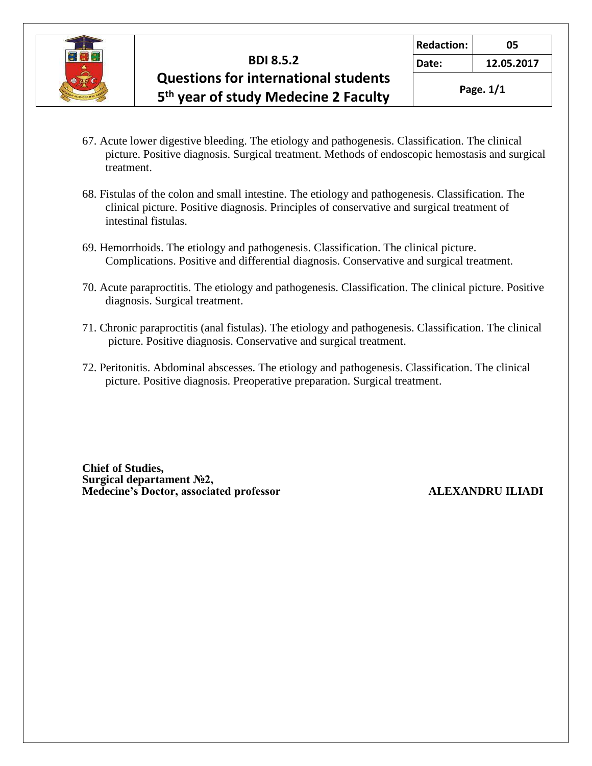67. Acute lower digestive bleeding. The etiology and pathogenesis. Classification. The clinical picture. Positive diagnosis. Surgical treatment. Methods of endoscopic hemostasis and surgical treatment.

68. Fistulas of the colon and small intestine. The etiology and pathogenesis. Classification. The clinical picture. Positive diagnosis. Principles of conservative and surgical treatment of intestinal fistulas.

69. Hemorrhoids. The etiology and pathogenesis. Classification. The clinical picture. Complications. Positive and differential diagnosis. Conservative and surgical treatment.

70. Acute paraproctitis. The etiology and pathogenesis. Classification. The clinical picture. Positive diagnosis. Surgical treatment.

71. Chronic paraproctitis (anal fistulas). The etiology and pathogenesis. Classification. The clinical picture. Positive diagnosis. Conservative and surgical treatment.

72. Peritonitis. Abdominal abscesses. The etiology and pathogenesis. Classification. The clinical picture. Positive diagnosis. Preoperative preparation. Surgical treatment.

**Chief of Studies,**
**Surgical departament №2,**
**Medecine's Doctor, associated professor** **ALEXANDRU ILIADI**